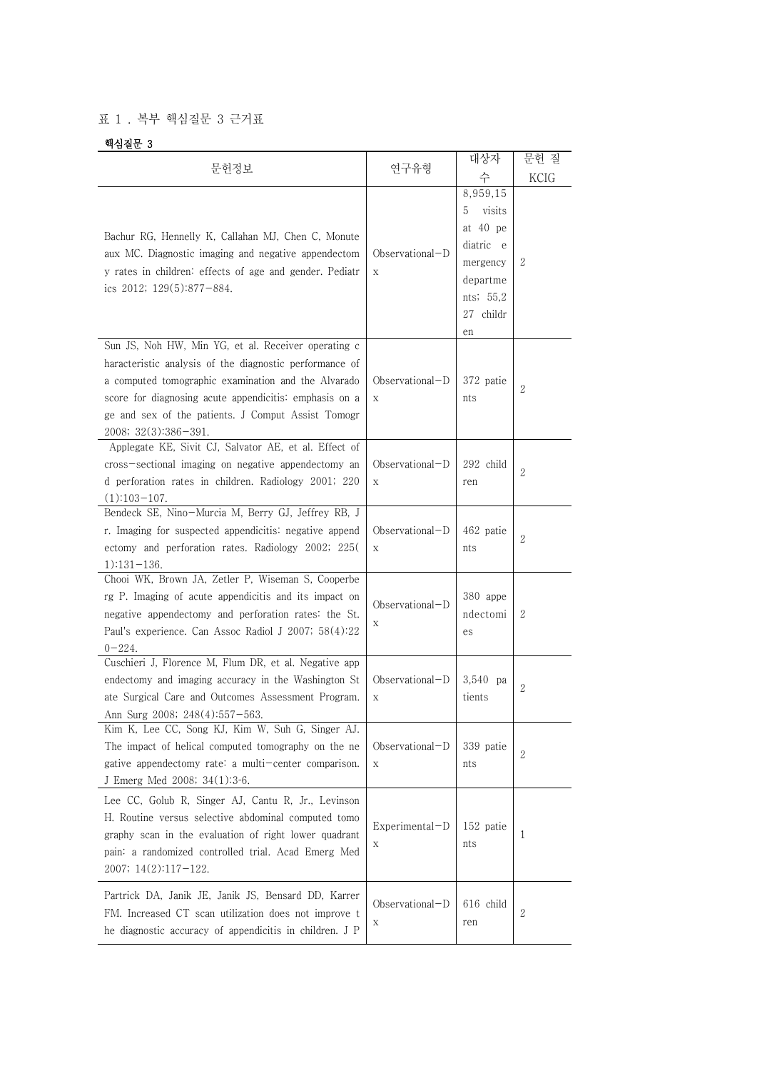표 1 . 복부 핵심질문 3 근거표

**핵심질문 3**

| 문헌정보 | 연구유형 | 대상자 수 | 문헌 질 KCIG |
|---|---|---|---|
| Bachur RG, Hennelly K, Callahan MJ, Chen C, Monuteaux MC. Diagnostic imaging and negative appendectomy rates in children: effects of age and gender. Pediatrics 2012; 129(5):877-884. | Observational-Dx | 8,959,155 visits at 40 pediatric emergency departments; 55,227 children | 2 |
| Sun JS, Noh HW, Min YG, et al. Receiver operating characteristic analysis of the diagnostic performance of a computed tomographic examination and the Alvarado score for diagnosing acute appendicitis: emphasis on age and sex of the patients. J Comput Assist Tomogr 2008; 32(3):386-391. | Observational-Dx | 372 patients | 2 |
| Applegate KE, Sivit CJ, Salvator AE, et al. Effect of cross-sectional imaging on negative appendectomy and perforation rates in children. Radiology 2001; 220(1):103-107. | Observational-Dx | 292 children | 2 |
| Bendeck SE, Nino-Murcia M, Berry GJ, Jeffrey RB, Jr. Imaging for suspected appendicitis: negative appendectomy and perforation rates. Radiology 2002; 225(1):131-136. | Observational-Dx | 462 patients | 2 |
| Chooi WK, Brown JA, Zetler P, Wiseman S, Cooperberg P. Imaging of acute appendicitis and its impact on negative appendectomy and perforation rates: the St. Paul's experience. Can Assoc Radiol J 2007; 58(4):220-224. | Observational-Dx | 380 appendectomies | 2 |
| Cuschieri J, Florence M, Flum DR, et al. Negative appendectomy and imaging accuracy in the Washington State Surgical Care and Outcomes Assessment Program. Ann Surg 2008; 248(4):557-563. | Observational-Dx | 3,540 patients | 2 |
| Kim K, Lee CC, Song KJ, Kim W, Suh G, Singer AJ. The impact of helical computed tomography on the negative appendectomy rate: a multi-center comparison. J Emerg Med 2008; 34(1):3-6. | Observational-Dx | 339 patients | 2 |
| Lee CC, Golub R, Singer AJ, Cantu R, Jr., Levinson H. Routine versus selective abdominal computed tomography scan in the evaluation of right lower quadrant pain: a randomized controlled trial. Acad Emerg Med 2007; 14(2):117-122. | Experimental-Dx | 152 patients | 1 |
| Partrick DA, Janik JE, Janik JS, Bensard DD, Karrer FM. Increased CT scan utilization does not improve the diagnostic accuracy of appendicitis in children. J P | Observational-Dx | 616 children | 2 |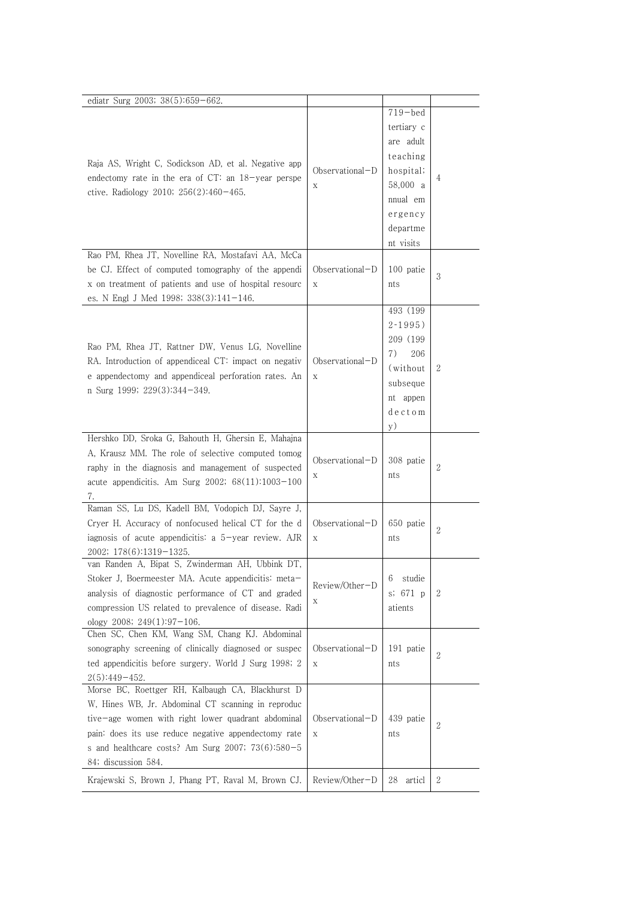| | | | |
|---|---|---|---|
| ediatr Surg 2003; 38(5):659-662. | | | |
| Raja AS, Wright C, Sodickson AD, et al. Negative appendectomy rate in the era of CT: an 18-year perspective. Radiology 2010; 256(2):460-465. | Observational-Dx | 719-bed tertiary care adult teaching hospital; 58,000 annual emergency department visits | 4 |
| Rao PM, Rhea JT, Novelline RA, Mostafavi AA, McCabe CJ. Effect of computed tomography of the appendix on treatment of patients and use of hospital resources. N Engl J Med 1998; 338(3):141-146. | Observational-Dx | 100 patients | 3 |
| Rao PM, Rhea JT, Rattner DW, Venus LG, Novelline RA. Introduction of appendiceal CT: impact on negative appendectomy and appendiceal perforation rates. Ann Surg 1999; 229(3):344-349. | Observational-Dx | 493 (1992-1995) 209 (1997) 206 (without subsequent appendectomy) | 2 |
| Hershko DD, Sroka G, Bahouth H, Ghersin E, Mahajna A, Krausz MM. The role of selective computed tomography in the diagnosis and management of suspected acute appendicitis. Am Surg 2002; 68(11):1003-1007. | Observational-Dx | 308 patients | 2 |
| Raman SS, Lu DS, Kadell BM, Vodopich DJ, Sayre J, Cryer H. Accuracy of nonfocused helical CT for the diagnosis of acute appendicitis: a 5-year review. AJR 2002; 178(6):1319-1325. | Observational-Dx | 650 patients | 2 |
| van Randen A, Bipat S, Zwinderman AH, Ubbink DT, Stoker J, Boermeester MA. Acute appendicitis: meta-analysis of diagnostic performance of CT and graded compression US related to prevalence of disease. Radiology 2008; 249(1):97-106. | Review/Other-Dx | 6 studies; 671 patients | 2 |
| Chen SC, Chen KM, Wang SM, Chang KJ. Abdominal sonography screening of clinically diagnosed or suspected appendicitis before surgery. World J Surg 1998; 22(5):449-452. | Observational-Dx | 191 patients | 2 |
| Morse BC, Roettger RH, Kalbaugh CA, Blackhurst DW, Hines WB, Jr. Abdominal CT scanning in reproductive-age women with right lower quadrant abdominal pain: does its use reduce negative appendectomy rates and healthcare costs? Am Surg 2007; 73(6):580-584; discussion 584. | Observational-Dx | 439 patients | 2 |
| Krajewski S, Brown J, Phang PT, Raval M, Brown CJ. | Review/Other-Dx | 28 articl | 2 |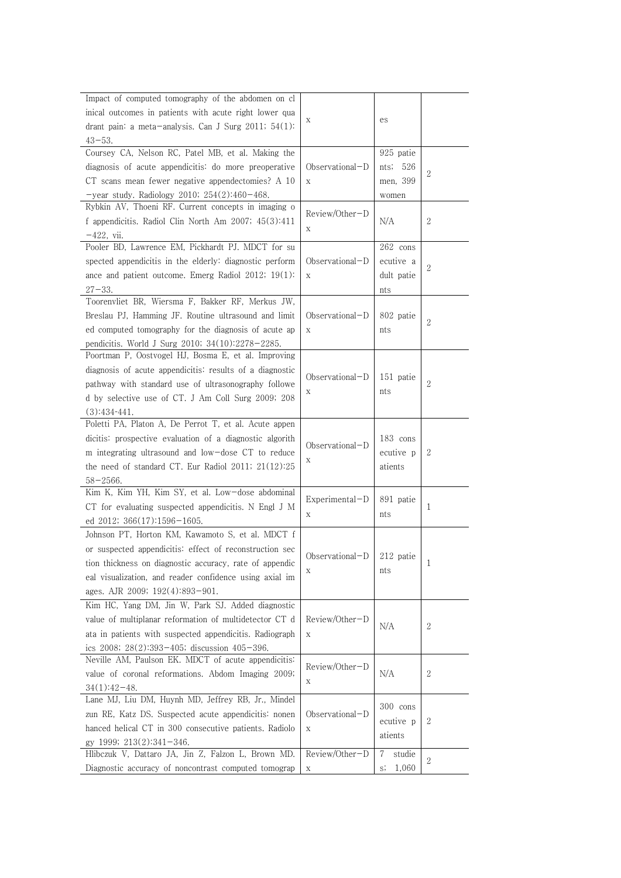| | | | |
|---|---|---|---|
| Impact of computed tomography of the abdomen on clinical outcomes in patients with acute right lower quadrant pain: a meta-analysis. Can J Surg 2011; 54(1):43-53. | x | es | |
| Coursey CA, Nelson RC, Patel MB, et al. Making the diagnosis of acute appendicitis: do more preoperative CT scans mean fewer negative appendectomies? A 10-year study. Radiology 2010; 254(2):460-468. | Observational-Dx | 925 patients; 526 men, 399 women | 2 |
| Rybkin AV, Thoeni RF. Current concepts in imaging of appendicitis. Radiol Clin North Am 2007; 45(3):411-422, vii. | Review/Other-Dx | N/A | 2 |
| Pooler BD, Lawrence EM, Pickhardt PJ. MDCT for suspected appendicitis in the elderly: diagnostic performance and patient outcome. Emerg Radiol 2012; 19(1):27-33. | Observational-Dx | 262 consecutive adult patients | 2 |
| Toorenvliet BR, Wiersma F, Bakker RF, Merkus JW, Breslau PJ, Hamming JF. Routine ultrasound and limited computed tomography for the diagnosis of acute appendicitis. World J Surg 2010; 34(10):2278-2285. | Observational-Dx | 802 patients | 2 |
| Poortman P, Oostvogel HJ, Bosma E, et al. Improving diagnosis of acute appendicitis: results of a diagnostic pathway with standard use of ultrasonography followed by selective use of CT. J Am Coll Surg 2009; 208(3):434-441. | Observational-Dx | 151 patients | 2 |
| Poletti PA, Platon A, De Perrot T, et al. Acute appendicitis: prospective evaluation of a diagnostic algorithm integrating ultrasound and low-dose CT to reduce the need of standard CT. Eur Radiol 2011; 21(12):2558-2566. | Observational-Dx | 183 consecutive patients | 2 |
| Kim K, Kim YH, Kim SY, et al. Low-dose abdominal CT for evaluating suspected appendicitis. N Engl J Med 2012; 366(17):1596-1605. | Experimental-Dx | 891 patients | 1 |
| Johnson PT, Horton KM, Kawamoto S, et al. MDCT for suspected appendicitis: effect of reconstruction section thickness on diagnostic accuracy, rate of appendiceal visualization, and reader confidence using axial images. AJR 2009; 192(4):893-901. | Observational-Dx | 212 patients | 1 |
| Kim HC, Yang DM, Jin W, Park SJ. Added diagnostic value of multiplanar reformation of multidetector CT data in patients with suspected appendicitis. Radiographics 2008; 28(2):393-405; discussion 405-396. | Review/Other-Dx | N/A | 2 |
| Neville AM, Paulson EK. MDCT of acute appendicitis: value of coronal reformations. Abdom Imaging 2009; 34(1):42-48. | Review/Other-Dx | N/A | 2 |
| Lane MJ, Liu DM, Huynh MD, Jeffrey RB, Jr., Mindelzun RE, Katz DS. Suspected acute appendicitis: nonenhanced helical CT in 300 consecutive patients. Radiology 1999; 213(2):341-346. | Observational-Dx | 300 consecutive patients | 2 |
| Hlibczuk V, Dattaro JA, Jin Z, Falzon L, Brown MD. Diagnostic accuracy of noncontrast computed tomograp | Review/Other-Dx | 7 studies; 1,060 | 2 |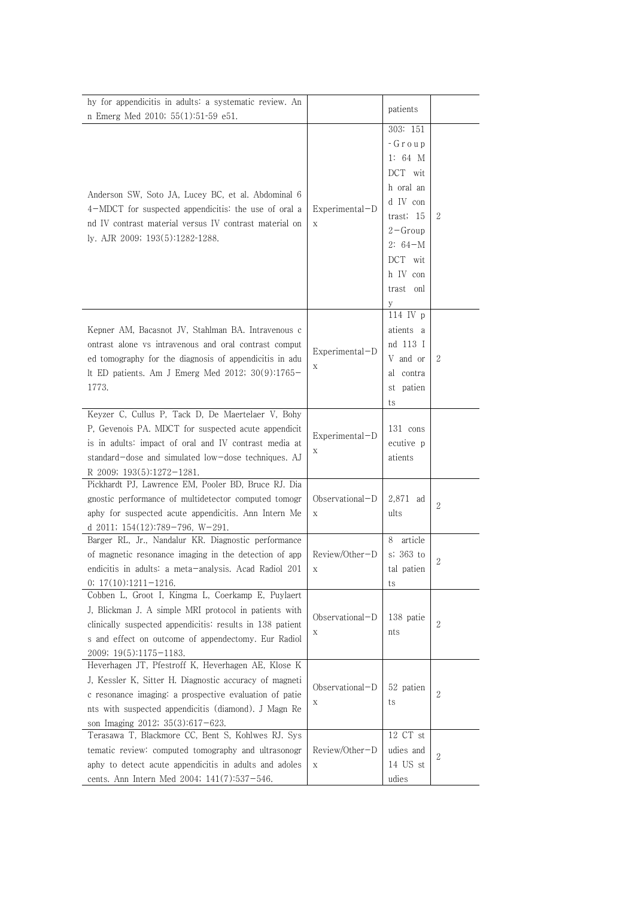| | | | |
|---|---|---|---|
| hy for appendicitis in adults: a systematic review. Ann Emerg Med 2010; 55(1):51-59 e51. | | patients | |
| Anderson SW, Soto JA, Lucey BC, et al. Abdominal 64-MDCT for suspected appendicitis: the use of oral and IV contrast material versus IV contrast material only. AJR 2009; 193(5):1282-1288. | Experimental-Dx | 303: 151-Group 1: 64 MDCT with oral and IV contrast; 152-Group 2: 64-MDCT with IV contrast only | 2 |
| Kepner AM, Bacasnot JV, Stahlman BA. Intravenous contrast alone vs intravenous and oral contrast computed tomography for the diagnosis of appendicitis in adult ED patients. Am J Emerg Med 2012; 30(9):1765-1773. | Experimental-Dx | 114 IV patients and 113 IV and oral contrast patients | 2 |
| Keyzer C, Cullus P, Tack D, De Maertelaer V, Bohy P, Gevenois PA. MDCT for suspected acute appendicitis in adults: impact of oral and IV contrast media at standard-dose and simulated low-dose techniques. AJR 2009; 193(5):1272-1281. | Experimental-Dx | 131 consecutive patients | |
| Pickhardt PJ, Lawrence EM, Pooler BD, Bruce RJ. Diagnostic performance of multidetector computed tomography for suspected acute appendicitis. Ann Intern Med 2011; 154(12):789-796, W-291. | Observational-Dx | 2,871 adults | 2 |
| Barger RL, Jr., Nandalur KR. Diagnostic performance of magnetic resonance imaging in the detection of appendicitis in adults: a meta-analysis. Acad Radiol 2010; 17(10):1211-1216. | Review/Other-Dx | 8 articles; 363 total patients | 2 |
| Cobben L, Groot I, Kingma L, Coerkamp E, Puylaert J, Blickman J. A simple MRI protocol in patients with clinically suspected appendicitis: results in 138 patients and effect on outcome of appendectomy. Eur Radiol 2009; 19(5):1175-1183. | Observational-Dx | 138 patients | 2 |
| Heverhagen JT, Pfestroff K, Heverhagen AE, Klose KJ, Kessler K, Sitter H. Diagnostic accuracy of magnetic resonance imaging: a prospective evaluation of patients with suspected appendicitis (diamond). J Magn Reson Imaging 2012; 35(3):617-623. | Observational-Dx | 52 patients | 2 |
| Terasawa T, Blackmore CC, Bent S, Kohlwes RJ. Systematic review: computed tomography and ultrasonography to detect acute appendicitis in adults and adolescents. Ann Intern Med 2004; 141(7):537-546. | Review/Other-Dx | 12 CT studies and 14 US studies | 2 |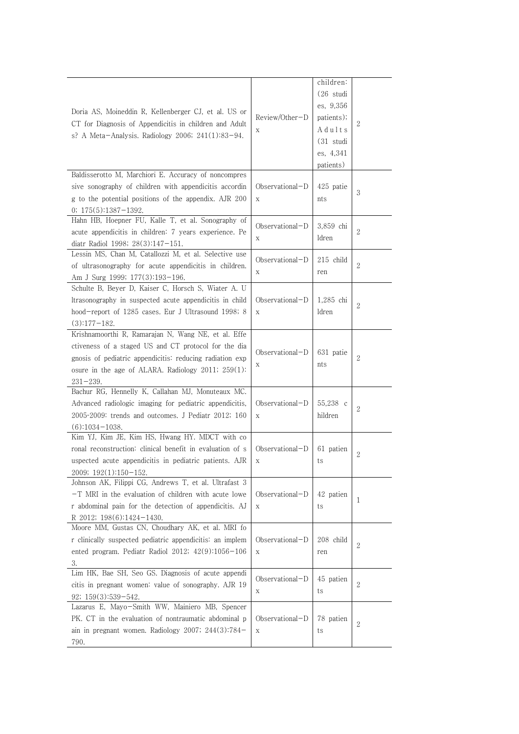| | | | |
|---|---|---|---|
| Doria AS, Moineddin R, Kellenberger CJ, et al. US or CT for Diagnosis of Appendicitis in children and Adults? A Meta-Analysis. Radiology 2006; 241(1):83-94. | Review/Other-Dx | children: (26 studies, 9,356 patients); Adults (31 studies, 4,341 patients) | 2 |
| Baldisserotto M, Marchiori E. Accuracy of noncompressive sonography of children with appendicitis according to the potential positions of the appendix. AJR 2000; 175(5):1387-1392. | Observational-Dx | 425 patients | 3 |
| Hahn HB, Hoepner FU, Kalle T, et al. Sonography of acute appendicitis in children: 7 years experience. Pediatr Radiol 1998; 28(3):147-151. | Observational-Dx | 3,859 children | 2 |
| Lessin MS, Chan M, Catallozzi M, et al. Selective use of ultrasonography for acute appendicitis in children. Am J Surg 1999; 177(3):193-196. | Observational-Dx | 215 children | 2 |
| Schulte B, Beyer D, Kaiser C, Horsch S, Wiater A. Ultrasonography in suspected acute appendicitis in childhood-report of 1285 cases. Eur J Ultrasound 1998; 8(3):177-182. | Observational-Dx | 1,285 children | 2 |
| Krishnamoorthi R, Ramarajan N, Wang NE, et al. Effectiveness of a staged US and CT protocol for the diagnosis of pediatric appendicitis: reducing radiation exposure in the age of ALARA. Radiology 2011; 259(1):231-239. | Observational-Dx | 631 patients | 2 |
| Bachur RG, Hennelly K, Callahan MJ, Monuteaux MC. Advanced radiologic imaging for pediatric appendicitis, 2005-2009: trends and outcomes. J Pediatr 2012; 160(6):1034-1038. | Observational-Dx | 55,238 children | 2 |
| Kim YJ, Kim JE, Kim HS, Hwang HY. MDCT with coronal reconstruction: clinical benefit in evaluation of suspected acute appendicitis in pediatric patients. AJR 2009; 192(1):150-152. | Observational-Dx | 61 patients | 2 |
| Johnson AK, Filippi CG, Andrews T, et al. Ultrafast 3-T MRI in the evaluation of children with acute lower abdominal pain for the detection of appendicitis. AJR 2012; 198(6):1424-1430. | Observational-Dx | 42 patients | 1 |
| Moore MM, Gustas CN, Choudhary AK, et al. MRI for clinically suspected pediatric appendicitis: an implemented program. Pediatr Radiol 2012; 42(9):1056-1063. | Observational-Dx | 208 children | 2 |
| Lim HK, Bae SH, Seo GS. Diagnosis of acute appendicitis in pregnant women: value of sonography. AJR 1992; 159(3):539-542. | Observational-Dx | 45 patients | 2 |
| Lazarus E, Mayo-Smith WW, Mainiero MB, Spencer PK. CT in the evaluation of nontraumatic abdominal pain in pregnant women. Radiology 2007; 244(3):784-790. | Observational-Dx | 78 patients | 2 |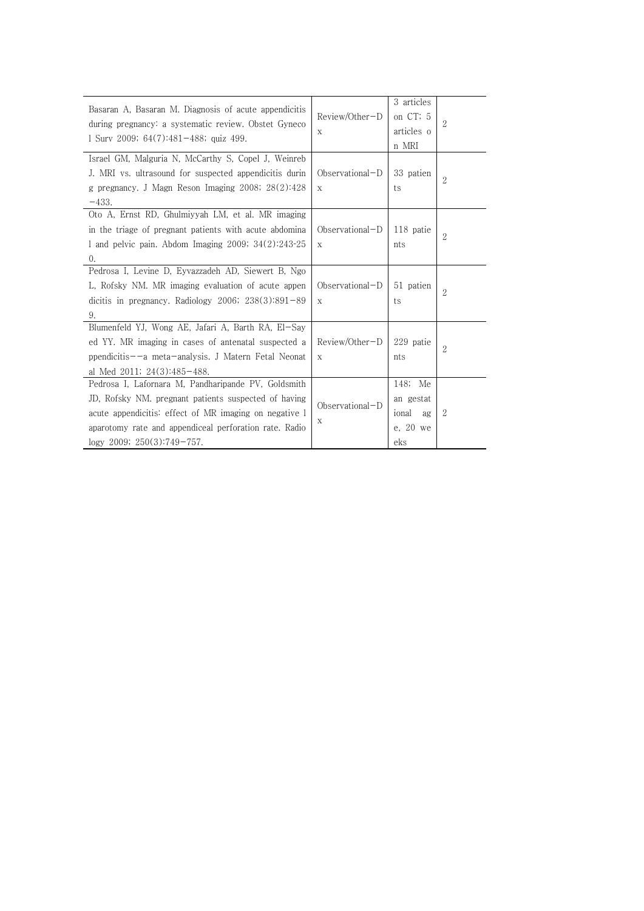| | | | |
|---|---|---|---|
| Basaran A, Basaran M. Diagnosis of acute appendicitis during pregnancy: a systematic review. Obstet Gynecol Surv 2009; 64(7):481−488; quiz 499. | Review/Other−Dx | 3 articles on CT; 5 articles on MRI | 2 |
| Israel GM, Malguria N, McCarthy S, Copel J, Weinreb J. MRI vs. ultrasound for suspected appendicitis during pregnancy. J Magn Reson Imaging 2008; 28(2):428−433. | Observational−Dx | 33 patients | 2 |
| Oto A, Ernst RD, Ghulmiyyah LM, et al. MR imaging in the triage of pregnant patients with acute abdominal and pelvic pain. Abdom Imaging 2009; 34(2):243-250. | Observational−Dx | 118 patients | 2 |
| Pedrosa I, Levine D, Eyvazzadeh AD, Siewert B, Ngo L, Rofsky NM. MR imaging evaluation of acute appendicitis in pregnancy. Radiology 2006; 238(3):891−899. | Observational−Dx | 51 patients | 2 |
| Blumenfeld YJ, Wong AE, Jafari A, Barth RA, El−Sayed YY. MR imaging in cases of antenatal suspected appendicitis−−a meta−analysis. J Matern Fetal Neonatal Med 2011; 24(3):485−488. | Review/Other−Dx | 229 patients | 2 |
| Pedrosa I, Lafornara M, Pandharipande PV, Goldsmith JD, Rofsky NM. pregnant patients suspected of having acute appendicitis: effect of MR imaging on negative laparotomy rate and appendiceal perforation rate. Radiology 2009; 250(3):749−757. | Observational−Dx | 148; Mean gestational age, 20 weeks | 2 |